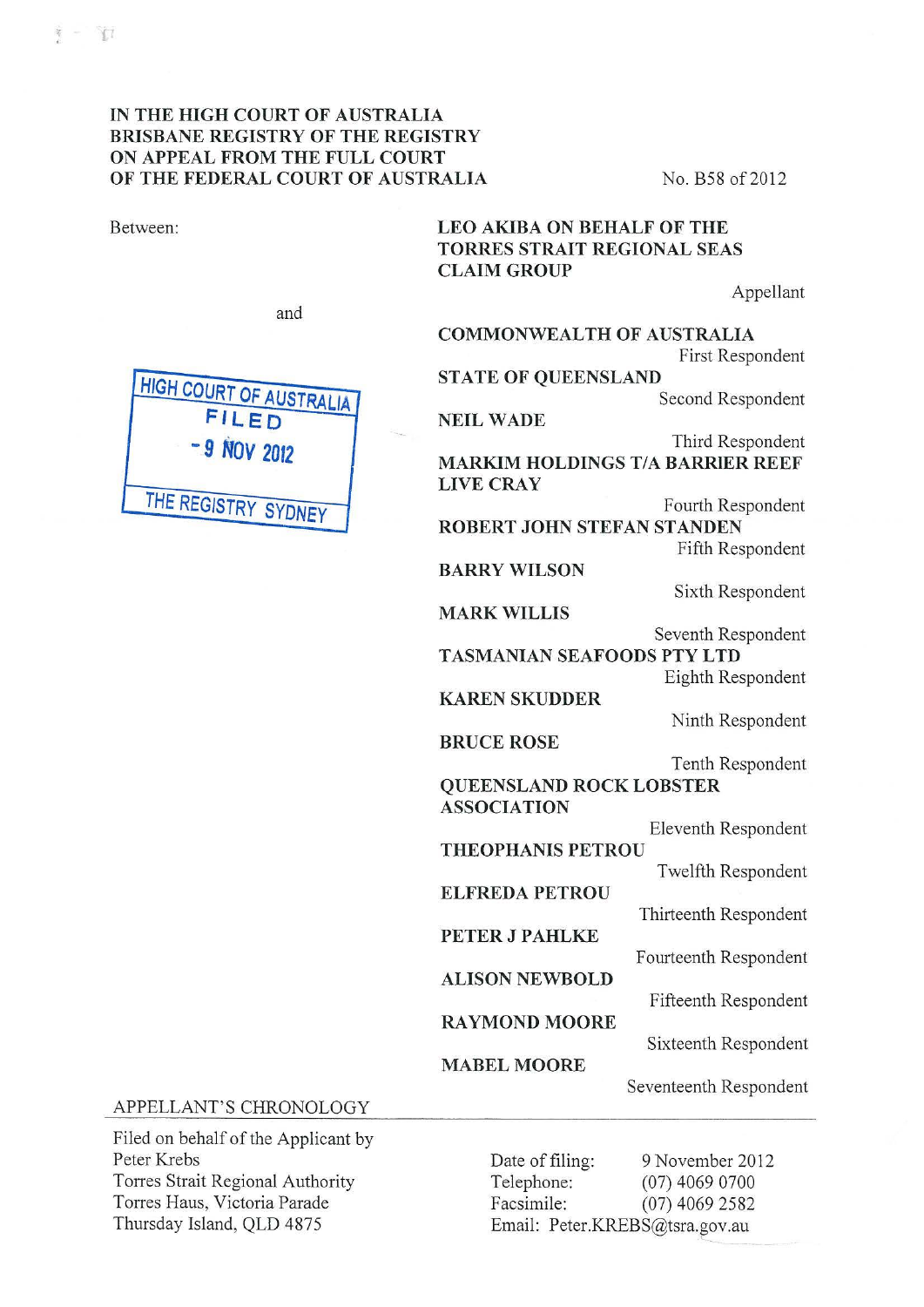IN THE HIGH COURT OF AUSTRALIA
BRISBANE REGISTRY OF THE REGISTRY
ON APPEAL FROM THE FULL COURT
OF THE FEDERAL COURT OF AUSTRALIA

No. B58 of 2012

HIGH COURT OF AUSTRALIA
FILED
- 9 NOV 2012
THE REGISTRY SYDNEY

Between:

**LEO AKIBA ON BEHALF OF THE TORRES STRAIT REGIONAL SEAS CLAIM GROUP**
Appellant

and

**COMMONWEALTH OF AUSTRALIA**
First Respondent

**STATE OF QUEENSLAND**
Second Respondent

**NEIL WADE**
Third Respondent

**MARKIM HOLDINGS T/A BARRIER REEF LIVE CRAY**
Fourth Respondent

**ROBERT JOHN STEFAN STANDEN**
Fifth Respondent

**BARRY WILSON**
Sixth Respondent

**MARK WILLIS**
Seventh Respondent

**TASMANIAN SEAFOODS PTY LTD**
Eighth Respondent

**KAREN SKUDDER**
Ninth Respondent

**BRUCE ROSE**
Tenth Respondent

**QUEENSLAND ROCK LOBSTER ASSOCIATION**
Eleventh Respondent

**THEOPHANIS PETROU**
Twelfth Respondent

**ELFREDA PETROU**
Thirteenth Respondent

**PETER J PAHLKE**
Fourteenth Respondent

**ALISON NEWBOLD**
Fifteenth Respondent

**RAYMOND MOORE**
Sixteenth Respondent

**MABEL MOORE**
Seventeenth Respondent

APPELLANT'S CHRONOLOGY

Filed on behalf of the Applicant by
Peter Krebs
Torres Strait Regional Authority
Torres Haus, Victoria Parade
Thursday Island, QLD 4875

Date of filing: 9 November 2012
Telephone: (07) 4069 0700
Facsimile: (07) 4069 2582
Email: Peter.KREBS@tsra.gov.au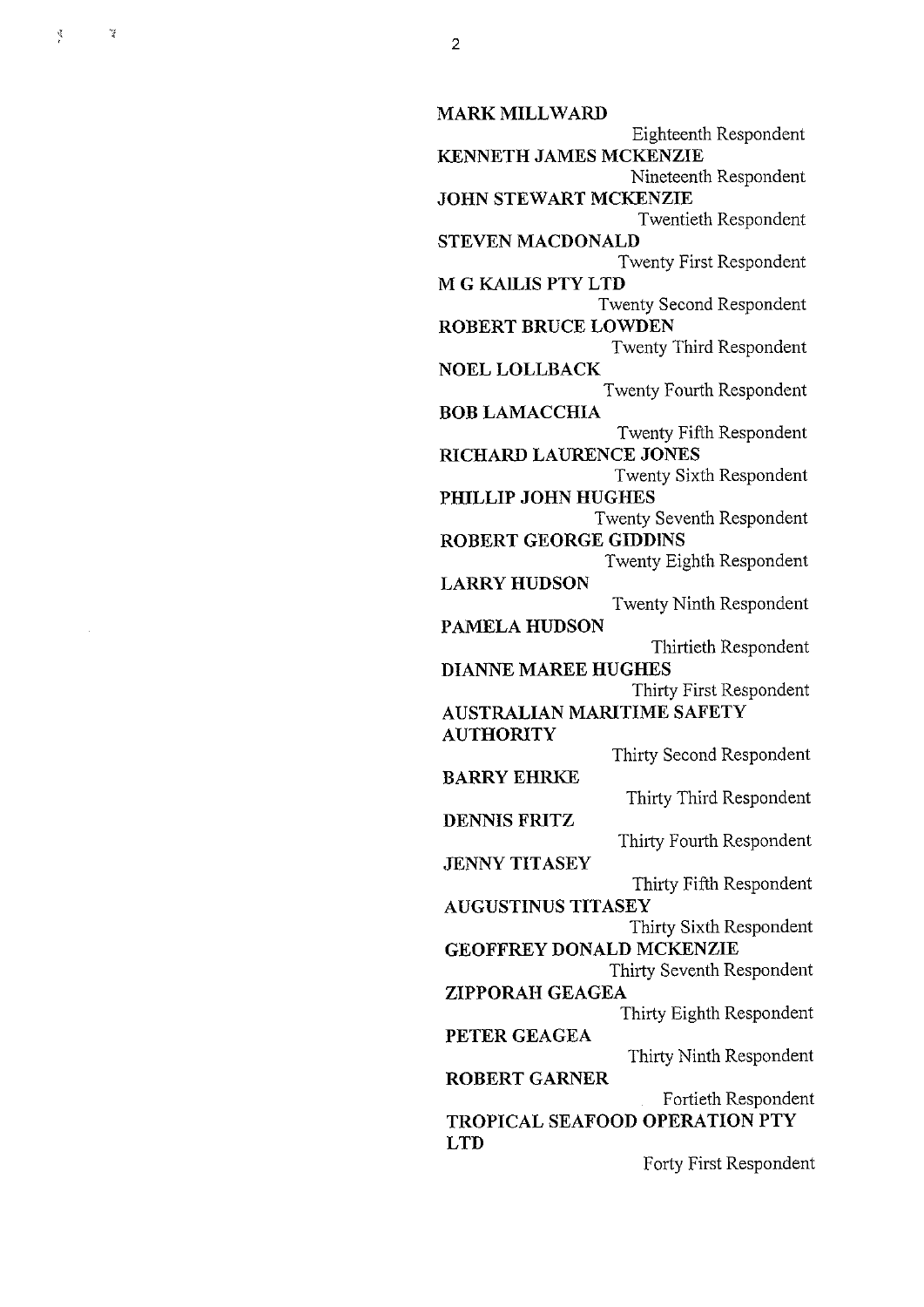**MARK MILLWARD**
Eighteenth Respondent

**KENNETH JAMES MCKENZIE**
Nineteenth Respondent

**JOHN STEWART MCKENZIE**
Twentieth Respondent

**STEVEN MACDONALD**
Twenty First Respondent

**M G KAILIS PTY LTD**
Twenty Second Respondent

**ROBERT BRUCE LOWDEN**
Twenty Third Respondent

**NOEL LOLLBACK**
Twenty Fourth Respondent

**BOB LAMACCHIA**
Twenty Fifth Respondent

**RICHARD LAURENCE JONES**
Twenty Sixth Respondent

**PHILLIP JOHN HUGHES**
Twenty Seventh Respondent

**ROBERT GEORGE GIDDINS**
Twenty Eighth Respondent

**LARRY HUDSON**
Twenty Ninth Respondent

**PAMELA HUDSON**
Thirtieth Respondent

**DIANNE MAREE HUGHES**
Thirty First Respondent

**AUSTRALIAN MARITIME SAFETY AUTHORITY**
Thirty Second Respondent

**BARRY EHRKE**
Thirty Third Respondent

**DENNIS FRITZ**
Thirty Fourth Respondent

**JENNY TITASEY**
Thirty Fifth Respondent

**AUGUSTINUS TITASEY**
Thirty Sixth Respondent

**GEOFFREY DONALD MCKENZIE**
Thirty Seventh Respondent

**ZIPPORAH GEAGEA**
Thirty Eighth Respondent

**PETER GEAGEA**
Thirty Ninth Respondent

**ROBERT GARNER**
Fortieth Respondent

**TROPICAL SEAFOOD OPERATION PTY LTD**
Forty First Respondent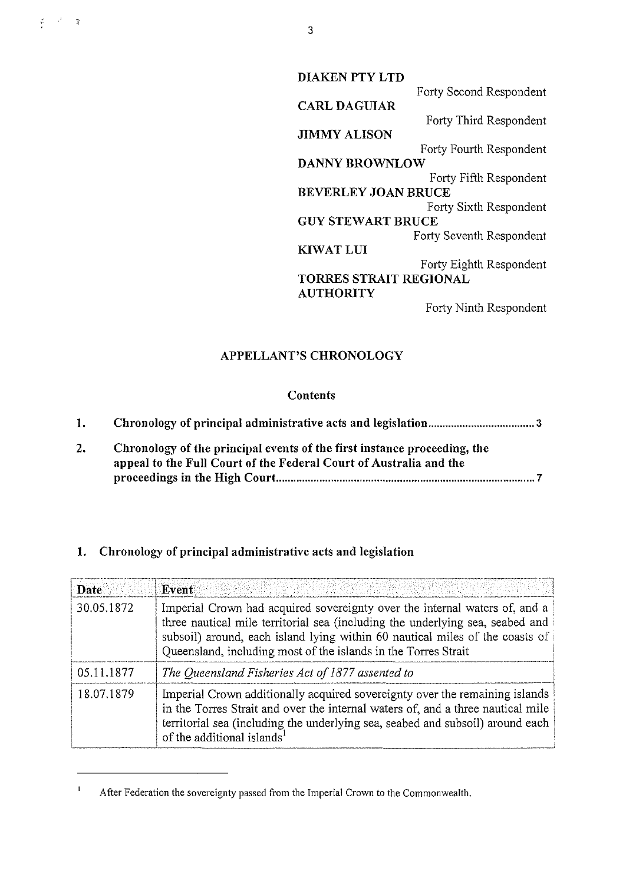**DIAKEN PTY LTD**

Forty Second Respondent

**CARL DAGUIAR**

Forty Third Respondent

**JIMMY ALISON**

Forty Fourth Respondent

**DANNY BROWNLOW**

Forty Fifth Respondent

**BEVERLEY JOAN BRUCE**

Forty Sixth Respondent

**GUY STEWART BRUCE**

Forty Seventh Respondent

**KIWAT LUI**

Forty Eighth Respondent

**TORRES STRAIT REGIONAL AUTHORITY**

Forty Ninth Respondent

## APPELLANT'S CHRONOLOGY

### Contents

1. **Chronology of principal administrative acts and legislation ..................................... 3**
2. **Chronology of the principal events of the first instance proceeding, the appeal to the Full Court of the Federal Court of Australia and the proceedings in the High Court ........................................................................................ 7**

## 1. Chronology of principal administrative acts and legislation

| Date | Event |
|---|---|
| 30.05.1872 | Imperial Crown had acquired sovereignty over the internal waters of, and a three nautical mile territorial sea (including the underlying sea, seabed and subsoil) around, each island lying within 60 nautical miles of the coasts of Queensland, including most of the islands in the Torres Strait |
| 05.11.1877 | *The Queensland Fisheries Act of 1877 assented to* |
| 18.07.1879 | Imperial Crown additionally acquired sovereignty over the remaining islands in the Torres Strait and over the internal waters of, and a three nautical mile territorial sea (including the underlying sea, seabed and subsoil) around each of the additional islands[1] |

[1] After Federation the sovereignty passed from the Imperial Crown to the Commonwealth.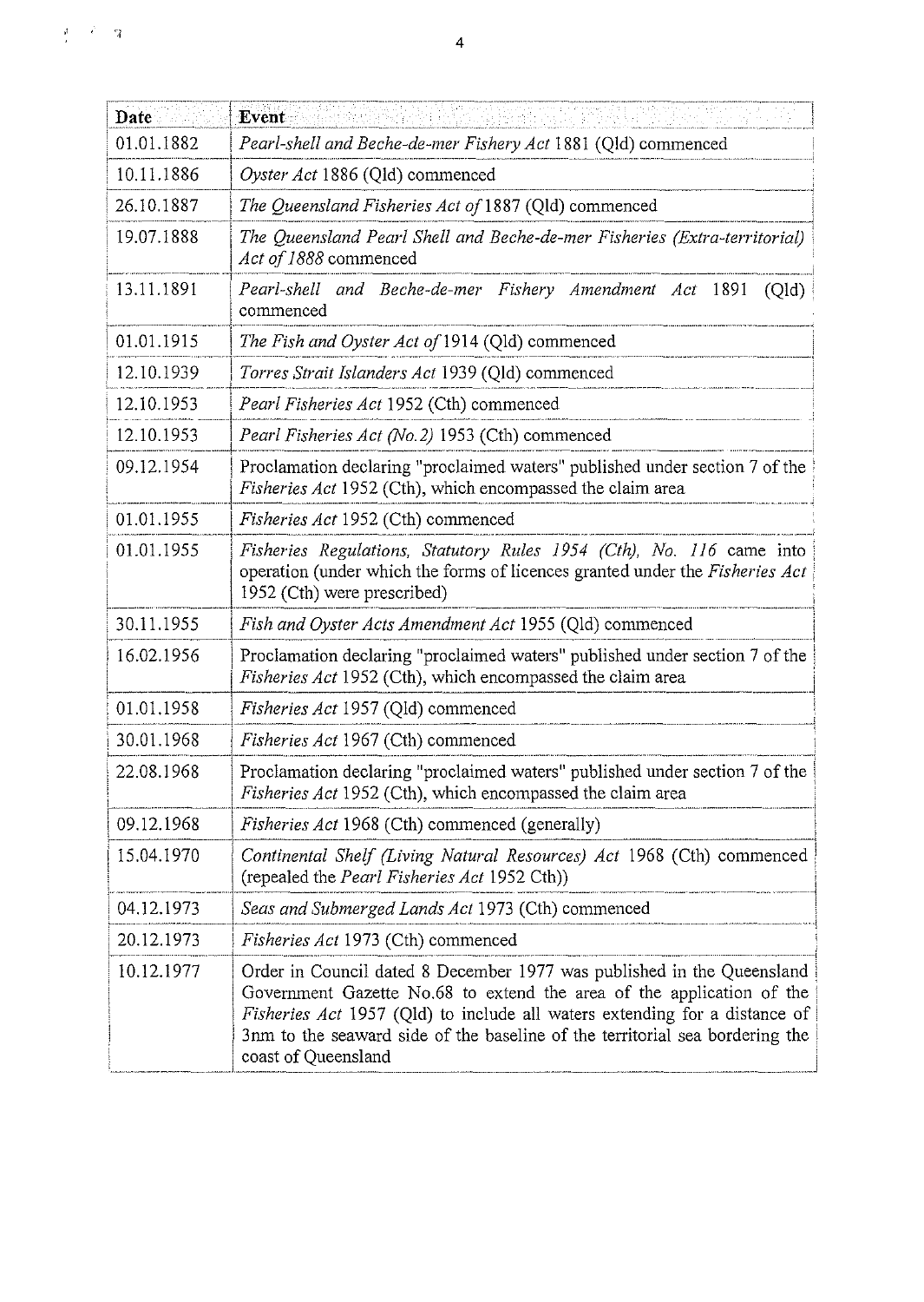| Date | Event |
|---|---|
| 01.01.1882 | *Pearl-shell and Beche-de-mer Fishery Act* 1881 (Qld) commenced |
| 10.11.1886 | *Oyster Act* 1886 (Qld) commenced |
| 26.10.1887 | *The Queensland Fisheries Act of* 1887 (Qld) commenced |
| 19.07.1888 | *The Queensland Pearl Shell and Beche-de-mer Fisheries (Extra-territorial) Act of 1888* commenced |
| 13.11.1891 | *Pearl-shell and Beche-de-mer Fishery Amendment Act* 1891 (Qld) commenced |
| 01.01.1915 | *The Fish and Oyster Act of* 1914 (Qld) commenced |
| 12.10.1939 | *Torres Strait Islanders Act* 1939 (Qld) commenced |
| 12.10.1953 | *Pearl Fisheries Act* 1952 (Cth) commenced |
| 12.10.1953 | *Pearl Fisheries Act (No.2)* 1953 (Cth) commenced |
| 09.12.1954 | Proclamation declaring "proclaimed waters" published under section 7 of the *Fisheries Act* 1952 (Cth), which encompassed the claim area |
| 01.01.1955 | *Fisheries Act* 1952 (Cth) commenced |
| 01.01.1955 | *Fisheries Regulations, Statutory Rules 1954 (Cth), No. 116* came into operation (under which the forms of licences granted under the *Fisheries Act* 1952 (Cth) were prescribed) |
| 30.11.1955 | *Fish and Oyster Acts Amendment Act* 1955 (Qld) commenced |
| 16.02.1956 | Proclamation declaring "proclaimed waters" published under section 7 of the *Fisheries Act* 1952 (Cth), which encompassed the claim area |
| 01.01.1958 | *Fisheries Act* 1957 (Qld) commenced |
| 30.01.1968 | *Fisheries Act* 1967 (Cth) commenced |
| 22.08.1968 | Proclamation declaring "proclaimed waters" published under section 7 of the *Fisheries Act* 1952 (Cth), which encompassed the claim area |
| 09.12.1968 | *Fisheries Act* 1968 (Cth) commenced (generally) |
| 15.04.1970 | *Continental Shelf (Living Natural Resources) Act* 1968 (Cth) commenced (repealed the *Pearl Fisheries Act* 1952 Cth)) |
| 04.12.1973 | *Seas and Submerged Lands Act* 1973 (Cth) commenced |
| 20.12.1973 | *Fisheries Act* 1973 (Cth) commenced |
| 10.12.1977 | Order in Council dated 8 December 1977 was published in the Queensland Government Gazette No.68 to extend the area of the application of the *Fisheries Act* 1957 (Qld) to include all waters extending for a distance of 3nm to the seaward side of the baseline of the territorial sea bordering the coast of Queensland |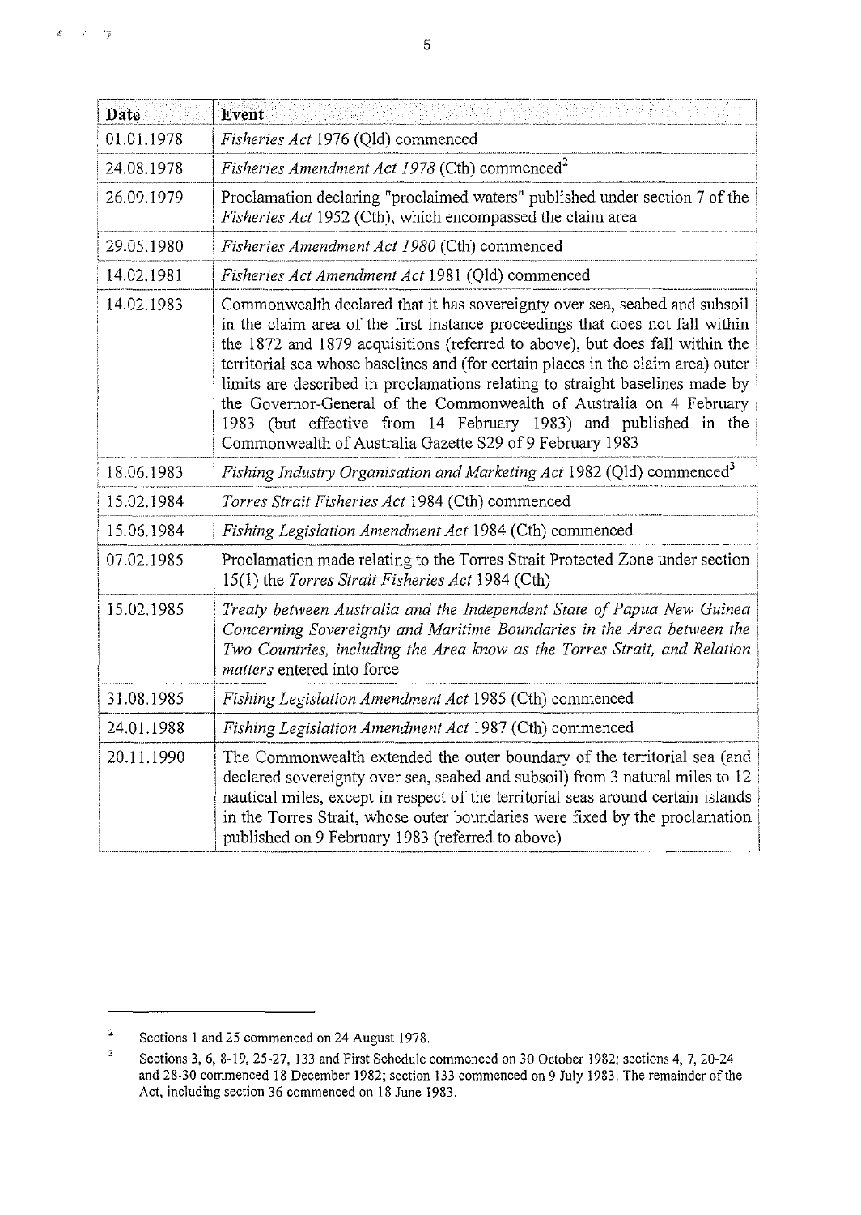| Date | Event |
|---|---|
| 01.01.1978 | *Fisheries Act* 1976 (Qld) commenced |
| 24.08.1978 | *Fisheries Amendment Act 1978* (Cth) commenced[2] |
| 26.09.1979 | Proclamation declaring "proclaimed waters" published under section 7 of the *Fisheries Act* 1952 (Cth), which encompassed the claim area |
| 29.05.1980 | *Fisheries Amendment Act 1980* (Cth) commenced |
| 14.02.1981 | *Fisheries Act Amendment Act* 1981 (Qld) commenced |
| 14.02.1983 | Commonwealth declared that it has sovereignty over sea, seabed and subsoil in the claim area of the first instance proceedings that does not fall within the 1872 and 1879 acquisitions (referred to above), but does fall within the territorial sea whose baselines and (for certain places in the claim area) outer limits are described in proclamations relating to straight baselines made by the Governor-General of the Commonwealth of Australia on 4 February 1983 (but effective from 14 February 1983) and published in the Commonwealth of Australia Gazette S29 of 9 February 1983 |
| 18.06.1983 | *Fishing Industry Organisation and Marketing Act* 1982 (Qld) commenced[3] |
| 15.02.1984 | *Torres Strait Fisheries Act* 1984 (Cth) commenced |
| 15.06.1984 | *Fishing Legislation Amendment Act* 1984 (Cth) commenced |
| 07.02.1985 | Proclamation made relating to the Torres Strait Protected Zone under section 15(1) the *Torres Strait Fisheries Act* 1984 (Cth) |
| 15.02.1985 | *Treaty between Australia and the Independent State of Papua New Guinea Concerning Sovereignty and Maritime Boundaries in the Area between the Two Countries, including the Area know as the Torres Strait, and Relation matters* entered into force |
| 31.08.1985 | *Fishing Legislation Amendment Act* 1985 (Cth) commenced |
| 24.01.1988 | *Fishing Legislation Amendment Act* 1987 (Cth) commenced |
| 20.11.1990 | The Commonwealth extended the outer boundary of the territorial sea (and declared sovereignty over sea, seabed and subsoil) from 3 natural miles to 12 nautical miles, except in respect of the territorial seas around certain islands in the Torres Strait, whose outer boundaries were fixed by the proclamation published on 9 February 1983 (referred to above) |

[2] Sections 1 and 25 commenced on 24 August 1978.

[3] Sections 3, 6, 8-19, 25-27, 133 and First Schedule commenced on 30 October 1982; sections 4, 7, 20-24 and 28-30 commenced 18 December 1982; section 133 commenced on 9 July 1983. The remainder of the Act, including section 36 commenced on 18 June 1983.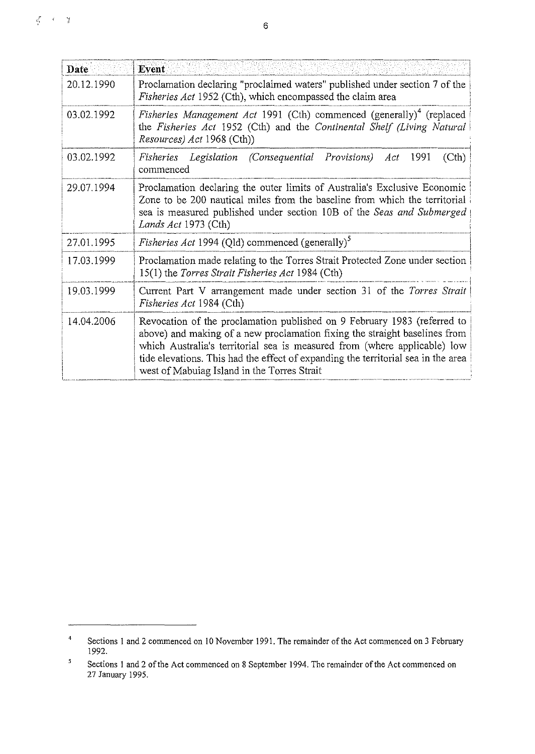| Date | Event |
| --- | --- |
| 20.12.1990 | Proclamation declaring "proclaimed waters" published under section 7 of the *Fisheries Act* 1952 (Cth), which encompassed the claim area |
| 03.02.1992 | *Fisheries Management Act* 1991 (Cth) commenced (generally)[4] (replaced the *Fisheries Act* 1952 (Cth) and the *Continental Shelf (Living Natural Resources) Act* 1968 (Cth)) |
| 03.02.1992 | *Fisheries Legislation (Consequential Provisions) Act* 1991 (Cth) commenced |
| 29.07.1994 | Proclamation declaring the outer limits of Australia's Exclusive Economic Zone to be 200 nautical miles from the baseline from which the territorial sea is measured published under section 10B of the *Seas and Submerged Lands Act* 1973 (Cth) |
| 27.01.1995 | *Fisheries Act* 1994 (Qld) commenced (generally)[5] |
| 17.03.1999 | Proclamation made relating to the Torres Strait Protected Zone under section 15(1) the *Torres Strait Fisheries Act* 1984 (Cth) |
| 19.03.1999 | Current Part V arrangement made under section 31 of the *Torres Strait Fisheries Act* 1984 (Cth) |
| 14.04.2006 | Revocation of the proclamation published on 9 February 1983 (referred to above) and making of a new proclamation fixing the straight baselines from which Australia's territorial sea is measured from (where applicable) low tide elevations. This had the effect of expanding the territorial sea in the area west of Mabuiag Island in the Torres Strait |

---

[4] Sections 1 and 2 commenced on 10 November 1991. The remainder of the Act commenced on 3 February 1992.

[5] Sections 1 and 2 of the Act commenced on 8 September 1994. The remainder of the Act commenced on 27 January 1995.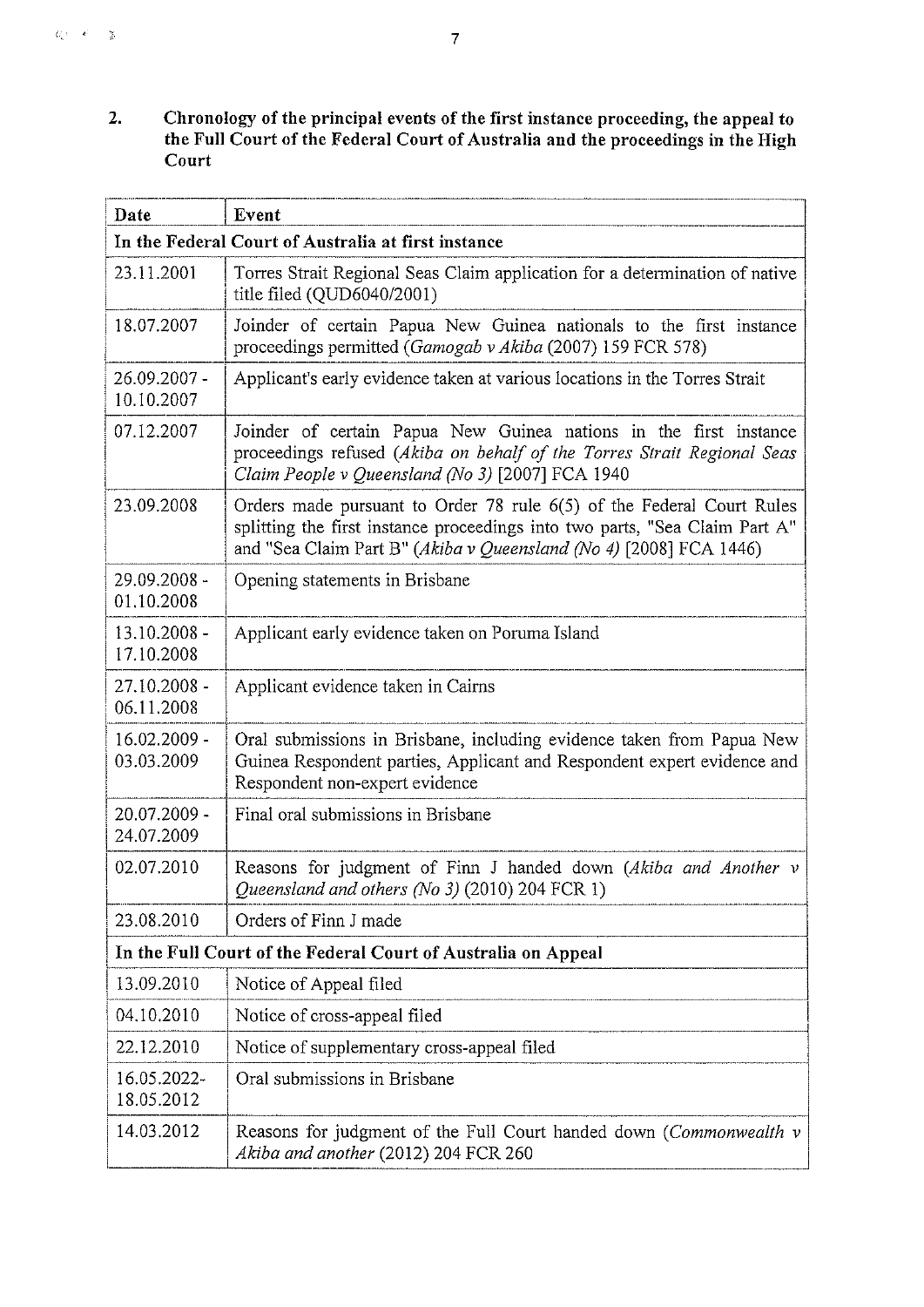## 2. Chronology of the principal events of the first instance proceeding, the appeal to the Full Court of the Federal Court of Australia and the proceedings in the High Court

| Date | Event |
|---|---|
| **In the Federal Court of Australia at first instance** | |
| 23.11.2001 | Torres Strait Regional Seas Claim application for a determination of native title filed (QUD6040/2001) |
| 18.07.2007 | Joinder of certain Papua New Guinea nationals to the first instance proceedings permitted (*Gamogab v Akiba* (2007) 159 FCR 578) |
| 26.09.2007 - 10.10.2007 | Applicant's early evidence taken at various locations in the Torres Strait |
| 07.12.2007 | Joinder of certain Papua New Guinea nations in the first instance proceedings refused (*Akiba on behalf of the Torres Strait Regional Seas Claim People v Queensland (No 3)* [2007] FCA 1940 |
| 23.09.2008 | Orders made pursuant to Order 78 rule 6(5) of the Federal Court Rules splitting the first instance proceedings into two parts, "Sea Claim Part A" and "Sea Claim Part B" (*Akiba v Queensland (No 4)* [2008] FCA 1446) |
| 29.09.2008 - 01.10.2008 | Opening statements in Brisbane |
| 13.10.2008 - 17.10.2008 | Applicant early evidence taken on Poruma Island |
| 27.10.2008 - 06.11.2008 | Applicant evidence taken in Cairns |
| 16.02.2009 - 03.03.2009 | Oral submissions in Brisbane, including evidence taken from Papua New Guinea Respondent parties, Applicant and Respondent expert evidence and Respondent non-expert evidence |
| 20.07.2009 - 24.07.2009 | Final oral submissions in Brisbane |
| 02.07.2010 | Reasons for judgment of Finn J handed down (*Akiba and Another v Queensland and others (No 3)* (2010) 204 FCR 1) |
| 23.08.2010 | Orders of Finn J made |
| **In the Full Court of the Federal Court of Australia on Appeal** | |
| 13.09.2010 | Notice of Appeal filed |
| 04.10.2010 | Notice of cross-appeal filed |
| 22.12.2010 | Notice of supplementary cross-appeal filed |
| 16.05.2022-18.05.2012 | Oral submissions in Brisbane |
| 14.03.2012 | Reasons for judgment of the Full Court handed down (*Commonwealth v Akiba and another* (2012) 204 FCR 260 |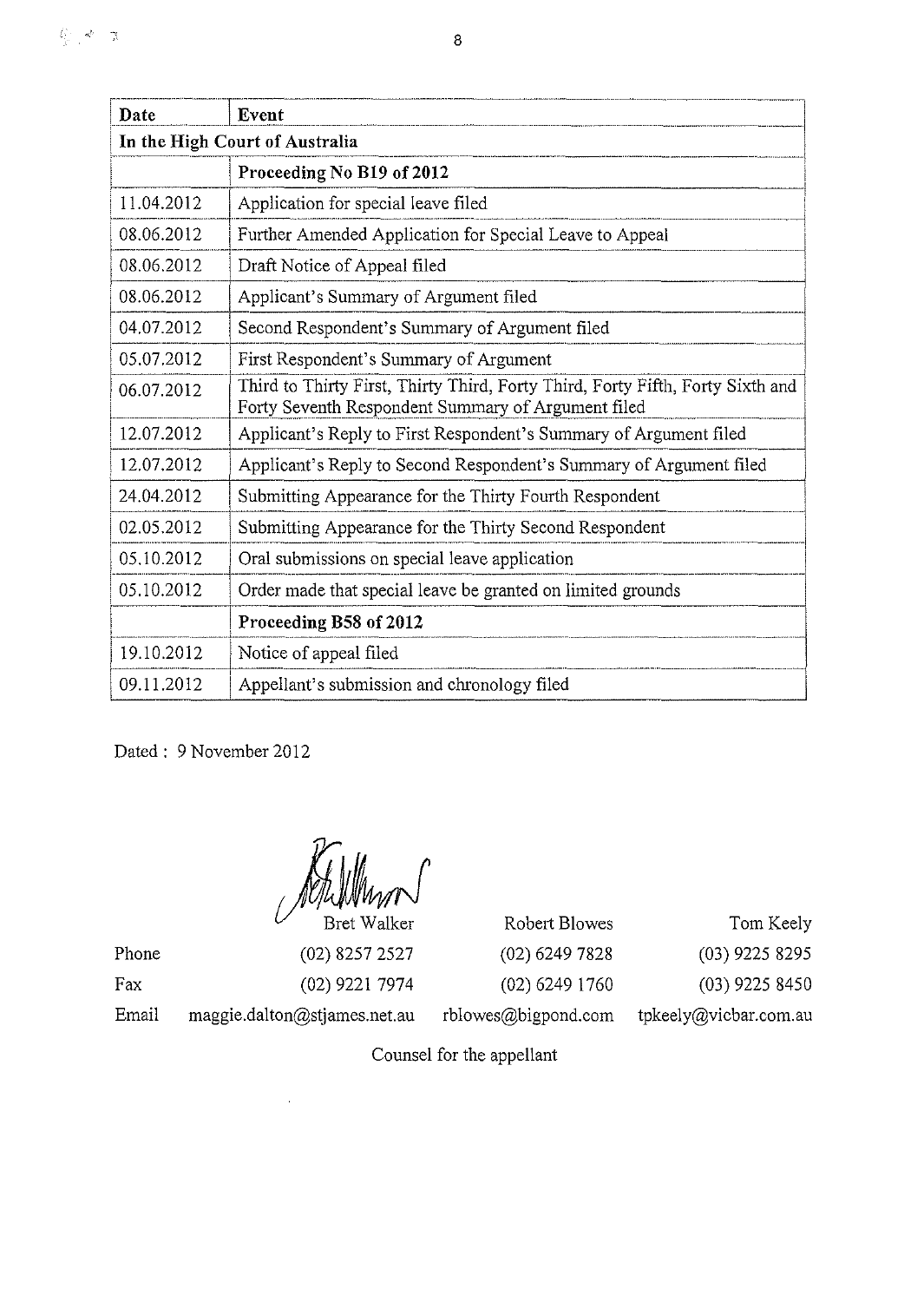| Date | Event |
|---|---|
| **In the High Court of Australia** | |
| | **Proceeding No B19 of 2012** |
| 11.04.2012 | Application for special leave filed |
| 08.06.2012 | Further Amended Application for Special Leave to Appeal |
| 08.06.2012 | Draft Notice of Appeal filed |
| 08.06.2012 | Applicant's Summary of Argument filed |
| 04.07.2012 | Second Respondent's Summary of Argument filed |
| 05.07.2012 | First Respondent's Summary of Argument |
| 06.07.2012 | Third to Thirty First, Thirty Third, Forty Third, Forty Fifth, Forty Sixth and Forty Seventh Respondent Summary of Argument filed |
| 12.07.2012 | Applicant's Reply to First Respondent's Summary of Argument filed |
| 12.07.2012 | Applicant's Reply to Second Respondent's Summary of Argument filed |
| 24.04.2012 | Submitting Appearance for the Thirty Fourth Respondent |
| 02.05.2012 | Submitting Appearance for the Thirty Second Respondent |
| 05.10.2012 | Oral submissions on special leave application |
| 05.10.2012 | Order made that special leave be granted on limited grounds |
| | **Proceeding B58 of 2012** |
| 19.10.2012 | Notice of appeal filed |
| 09.11.2012 | Appellant's submission and chronology filed |

Dated : 9 November 2012

| | Bret Walker | Robert Blowes | Tom Keely |
|---|---|---|---|
| Phone | (02) 8257 2527 | (02) 6249 7828 | (03) 9225 8295 |
| Fax | (02) 9221 7974 | (02) 6249 1760 | (03) 9225 8450 |
| Email | maggie.dalton@stjames.net.au | rblowes@bigpond.com | tpkeely@vicbar.com.au |

Counsel for the appellant